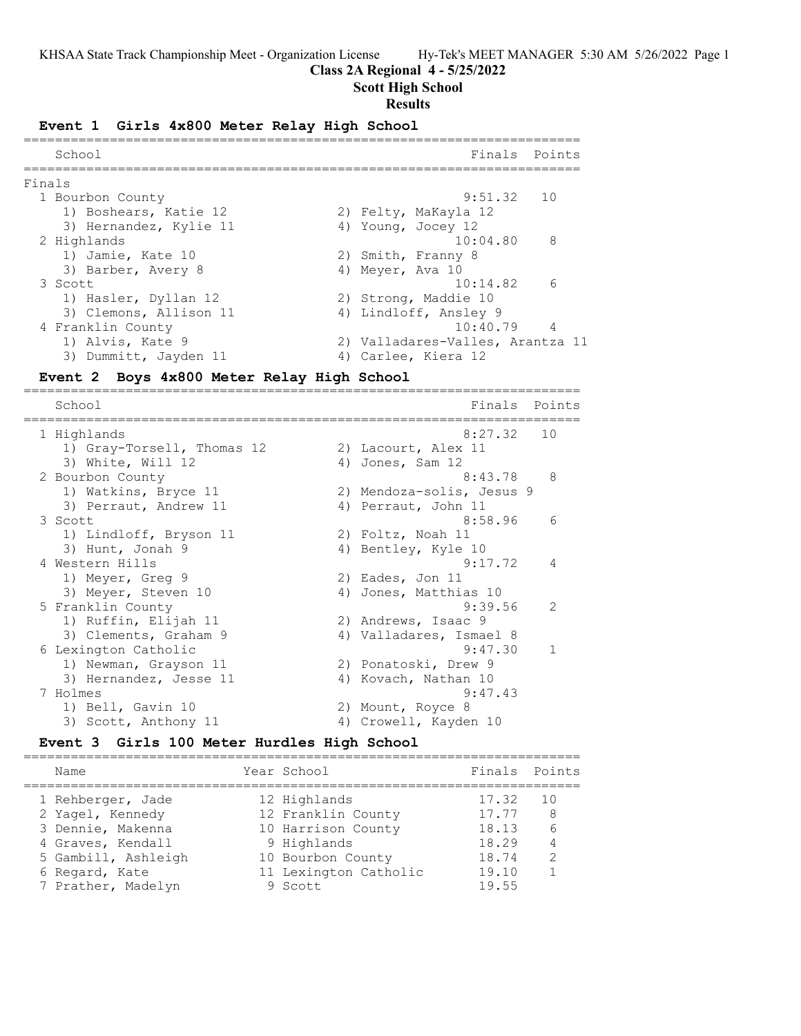# Class 2A Regional 4 - 5/25/2022

## Scott High School

## Results

### Event 1 Girls 4x800 Meter Relay High School

**Finals**

| Place | School | Finals | Points |
|---|---|---|---|
| 1 | Bourbon County | 9:51.32 | 10 |
| | 1) Boshears, Katie 12; 2) Felty, MaKayla 12; 3) Hernandez, Kylie 11; 4) Young, Jocey 12 | | |
| 2 | Highlands | 10:04.80 | 8 |
| | 1) Jamie, Kate 10; 2) Smith, Franny 8; 3) Barber, Avery 8; 4) Meyer, Ava 10 | | |
| 3 | Scott | 10:14.82 | 6 |
| | 1) Hasler, Dyllan 12; 2) Strong, Maddie 10; 3) Clemons, Allison 11; 4) Lindloff, Ansley 9 | | |
| 4 | Franklin County | 10:40.79 | 4 |
| | 1) Alvis, Kate 9; 2) Valladares-Valles, Arantza 11; 3) Dummitt, Jayden 11; 4) Carlee, Kiera 12 | | |

### Event 2 Boys 4x800 Meter Relay High School

| Place | School | Finals | Points |
|---|---|---|---|
| 1 | Highlands | 8:27.32 | 10 |
| | 1) Gray-Torsell, Thomas 12; 2) Lacourt, Alex 11; 3) White, Will 12; 4) Jones, Sam 12 | | |
| 2 | Bourbon County | 8:43.78 | 8 |
| | 1) Watkins, Bryce 11; 2) Mendoza-solis, Jesus 9; 3) Perraut, Andrew 11; 4) Perraut, John 11 | | |
| 3 | Scott | 8:58.96 | 6 |
| | 1) Lindloff, Bryson 11; 2) Foltz, Noah 11; 3) Hunt, Jonah 9; 4) Bentley, Kyle 10 | | |
| 4 | Western Hills | 9:17.72 | 4 |
| | 1) Meyer, Greg 9; 2) Eades, Jon 11; 3) Meyer, Steven 10; 4) Jones, Matthias 10 | | |
| 5 | Franklin County | 9:39.56 | 2 |
| | 1) Ruffin, Elijah 11; 2) Andrews, Isaac 9; 3) Clements, Graham 9; 4) Valladares, Ismael 8 | | |
| 6 | Lexington Catholic | 9:47.30 | 1 |
| | 1) Newman, Grayson 11; 2) Ponatoski, Drew 9; 3) Hernandez, Jesse 11; 4) Kovach, Nathan 10 | | |
| 7 | Holmes | 9:47.43 | |
| | 1) Bell, Gavin 10; 2) Mount, Royce 8; 3) Scott, Anthony 11; 4) Crowell, Kayden 10 | | |

### Event 3 Girls 100 Meter Hurdles High School

| Place | Name | Year | School | Finals | Points |
|---|---|---|---|---|---|
| 1 | Rehberger, Jade | 12 | Highlands | 17.32 | 10 |
| 2 | Yagel, Kennedy | 12 | Franklin County | 17.77 | 8 |
| 3 | Dennie, Makenna | 10 | Harrison County | 18.13 | 6 |
| 4 | Graves, Kendall | 9 | Highlands | 18.29 | 4 |
| 5 | Gambill, Ashleigh | 10 | Bourbon County | 18.74 | 2 |
| 6 | Regard, Kate | 11 | Lexington Catholic | 19.10 | 1 |
| 7 | Prather, Madelyn | 9 | Scott | 19.55 | |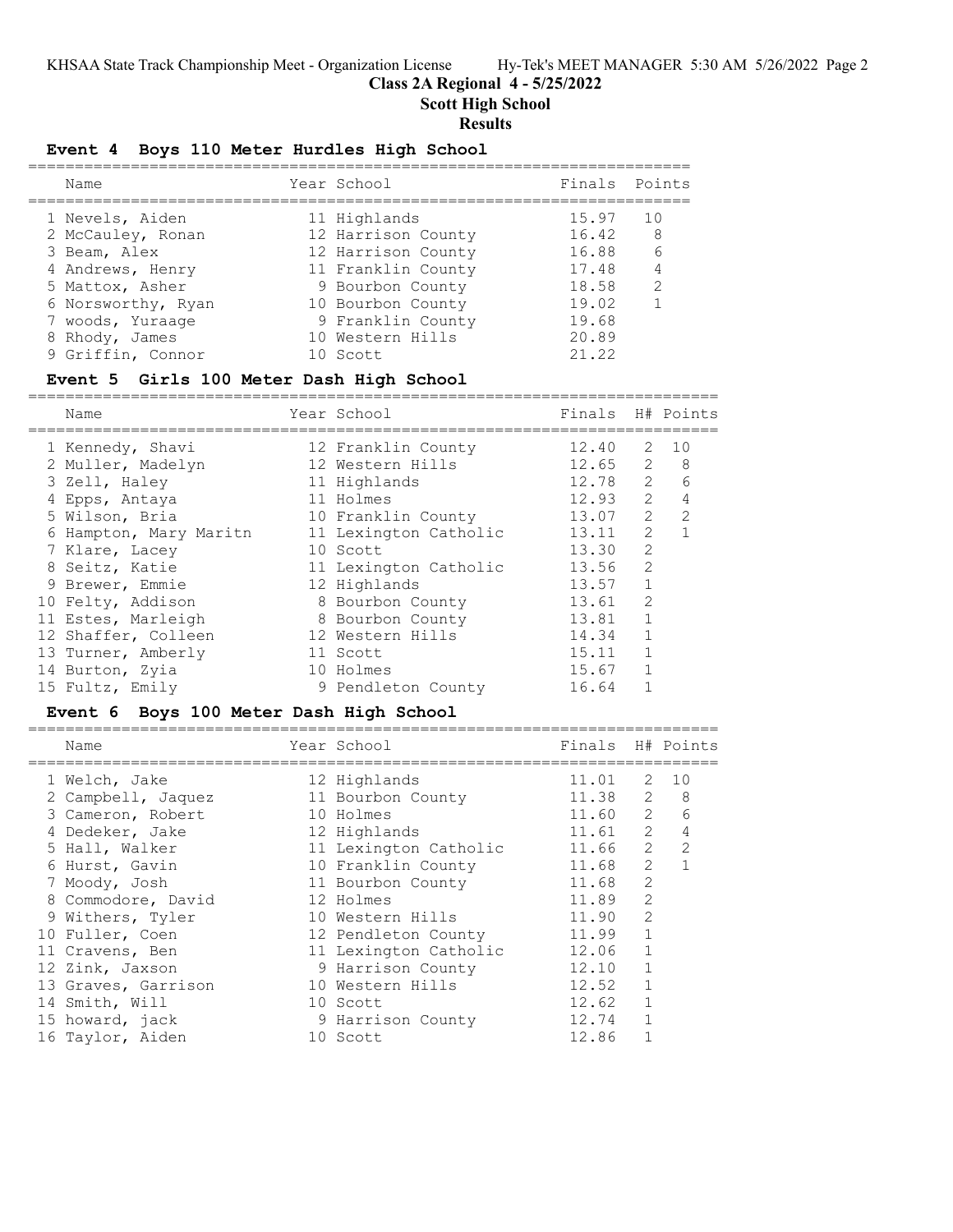## Class 2A Regional 4 - 5/25/2022

## Scott High School

## Results

### Event 4 Boys 110 Meter Hurdles High School

| Name | Year | School | Finals | Points |
|---|---|---|---|---|
| 1 Nevels, Aiden | 11 | Highlands | 15.97 | 10 |
| 2 McCauley, Ronan | 12 | Harrison County | 16.42 | 8 |
| 3 Beam, Alex | 12 | Harrison County | 16.88 | 6 |
| 4 Andrews, Henry | 11 | Franklin County | 17.48 | 4 |
| 5 Mattox, Asher | 9 | Bourbon County | 18.58 | 2 |
| 6 Norsworthy, Ryan | 10 | Bourbon County | 19.02 | 1 |
| 7 woods, Yuraage | 9 | Franklin County | 19.68 | |
| 8 Rhody, James | 10 | Western Hills | 20.89 | |
| 9 Griffin, Connor | 10 | Scott | 21.22 | |

### Event 5 Girls 100 Meter Dash High School

| Name | Year | School | Finals | H# | Points |
|---|---|---|---|---|---|
| 1 Kennedy, Shavi | 12 | Franklin County | 12.40 | 2 | 10 |
| 2 Muller, Madelyn | 12 | Western Hills | 12.65 | 2 | 8 |
| 3 Zell, Haley | 11 | Highlands | 12.78 | 2 | 6 |
| 4 Epps, Antaya | 11 | Holmes | 12.93 | 2 | 4 |
| 5 Wilson, Bria | 10 | Franklin County | 13.07 | 2 | 2 |
| 6 Hampton, Mary Maritn | 11 | Lexington Catholic | 13.11 | 2 | 1 |
| 7 Klare, Lacey | 10 | Scott | 13.30 | 2 | |
| 8 Seitz, Katie | 11 | Lexington Catholic | 13.56 | 2 | |
| 9 Brewer, Emmie | 12 | Highlands | 13.57 | 1 | |
| 10 Felty, Addison | 8 | Bourbon County | 13.61 | 2 | |
| 11 Estes, Marleigh | 8 | Bourbon County | 13.81 | 1 | |
| 12 Shaffer, Colleen | 12 | Western Hills | 14.34 | 1 | |
| 13 Turner, Amberly | 11 | Scott | 15.11 | 1 | |
| 14 Burton, Zyia | 10 | Holmes | 15.67 | 1 | |
| 15 Fultz, Emily | 9 | Pendleton County | 16.64 | 1 | |

### Event 6 Boys 100 Meter Dash High School

| Name | Year | School | Finals | H# | Points |
|---|---|---|---|---|---|
| 1 Welch, Jake | 12 | Highlands | 11.01 | 2 | 10 |
| 2 Campbell, Jaquez | 11 | Bourbon County | 11.38 | 2 | 8 |
| 3 Cameron, Robert | 10 | Holmes | 11.60 | 2 | 6 |
| 4 Dedeker, Jake | 12 | Highlands | 11.61 | 2 | 4 |
| 5 Hall, Walker | 11 | Lexington Catholic | 11.66 | 2 | 2 |
| 6 Hurst, Gavin | 10 | Franklin County | 11.68 | 2 | 1 |
| 7 Moody, Josh | 11 | Bourbon County | 11.68 | 2 | |
| 8 Commodore, David | 12 | Holmes | 11.89 | 2 | |
| 9 Withers, Tyler | 10 | Western Hills | 11.90 | 2 | |
| 10 Fuller, Coen | 12 | Pendleton County | 11.99 | 1 | |
| 11 Cravens, Ben | 11 | Lexington Catholic | 12.06 | 1 | |
| 12 Zink, Jaxson | 9 | Harrison County | 12.10 | 1 | |
| 13 Graves, Garrison | 10 | Western Hills | 12.52 | 1 | |
| 14 Smith, Will | 10 | Scott | 12.62 | 1 | |
| 15 howard, jack | 9 | Harrison County | 12.74 | 1 | |
| 16 Taylor, Aiden | 10 | Scott | 12.86 | 1 | |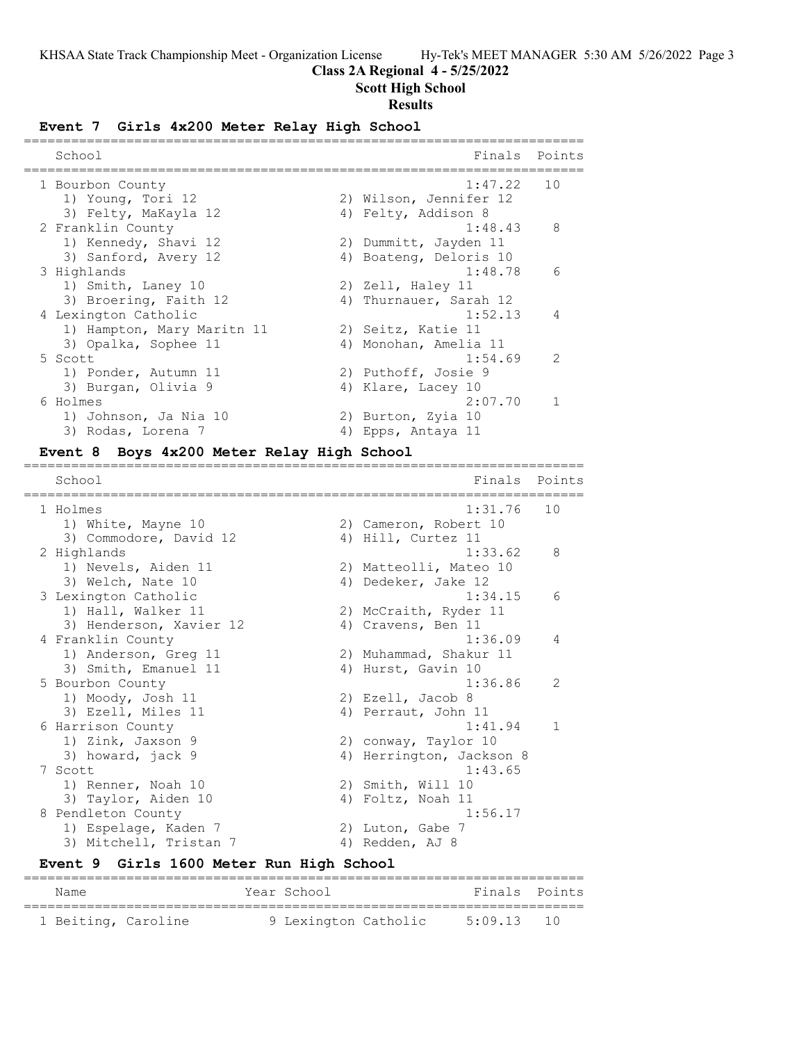Class 2A Regional 4 - 5/25/2022
Scott High School
Results

## Event 7 Girls 4x200 Meter Relay High School

| School | Finals | Points |
|---|---|---|
| 1 Bourbon County | 1:47.22 | 10 |
| 1) Young, Tori 12; 2) Wilson, Jennifer 12; 3) Felty, MaKayla 12; 4) Felty, Addison 8 | | |
| 2 Franklin County | 1:48.43 | 8 |
| 1) Kennedy, Shavi 12; 2) Dummitt, Jayden 11; 3) Sanford, Avery 12; 4) Boateng, Deloris 10 | | |
| 3 Highlands | 1:48.78 | 6 |
| 1) Smith, Laney 10; 2) Zell, Haley 11; 3) Broering, Faith 12; 4) Thurnauer, Sarah 12 | | |
| 4 Lexington Catholic | 1:52.13 | 4 |
| 1) Hampton, Mary Maritn 11; 2) Seitz, Katie 11; 3) Opalka, Sophee 11; 4) Monohan, Amelia 11 | | |
| 5 Scott | 1:54.69 | 2 |
| 1) Ponder, Autumn 11; 2) Puthoff, Josie 9; 3) Burgan, Olivia 9; 4) Klare, Lacey 10 | | |
| 6 Holmes | 2:07.70 | 1 |
| 1) Johnson, Ja Nia 10; 2) Burton, Zyia 10; 3) Rodas, Lorena 7; 4) Epps, Antaya 11 | | |

## Event 8 Boys 4x200 Meter Relay High School

| School | Finals | Points |
|---|---|---|
| 1 Holmes | 1:31.76 | 10 |
| 1) White, Mayne 10; 2) Cameron, Robert 10; 3) Commodore, David 12; 4) Hill, Curtez 11 | | |
| 2 Highlands | 1:33.62 | 8 |
| 1) Nevels, Aiden 11; 2) Matteolli, Mateo 10; 3) Welch, Nate 10; 4) Dedeker, Jake 12 | | |
| 3 Lexington Catholic | 1:34.15 | 6 |
| 1) Hall, Walker 11; 2) McCraith, Ryder 11; 3) Henderson, Xavier 12; 4) Cravens, Ben 11 | | |
| 4 Franklin County | 1:36.09 | 4 |
| 1) Anderson, Greg 11; 2) Muhammad, Shakur 11; 3) Smith, Emanuel 11; 4) Hurst, Gavin 10 | | |
| 5 Bourbon County | 1:36.86 | 2 |
| 1) Moody, Josh 11; 2) Ezell, Jacob 8; 3) Ezell, Miles 11; 4) Perraut, John 11 | | |
| 6 Harrison County | 1:41.94 | 1 |
| 1) Zink, Jaxson 9; 2) conway, Taylor 10; 3) howard, jack 9; 4) Herrington, Jackson 8 | | |
| 7 Scott | 1:43.65 | |
| 1) Renner, Noah 10; 2) Smith, Will 10; 3) Taylor, Aiden 10; 4) Foltz, Noah 11 | | |
| 8 Pendleton County | 1:56.17 | |
| 1) Espelage, Kaden 7; 2) Luton, Gabe 7; 3) Mitchell, Tristan 7; 4) Redden, AJ 8 | | |

## Event 9 Girls 1600 Meter Run High School

| Name | Year | School | Finals | Points |
|---|---|---|---|---|
| 1 Beiting, Caroline | 9 | Lexington Catholic | 5:09.13 | 10 |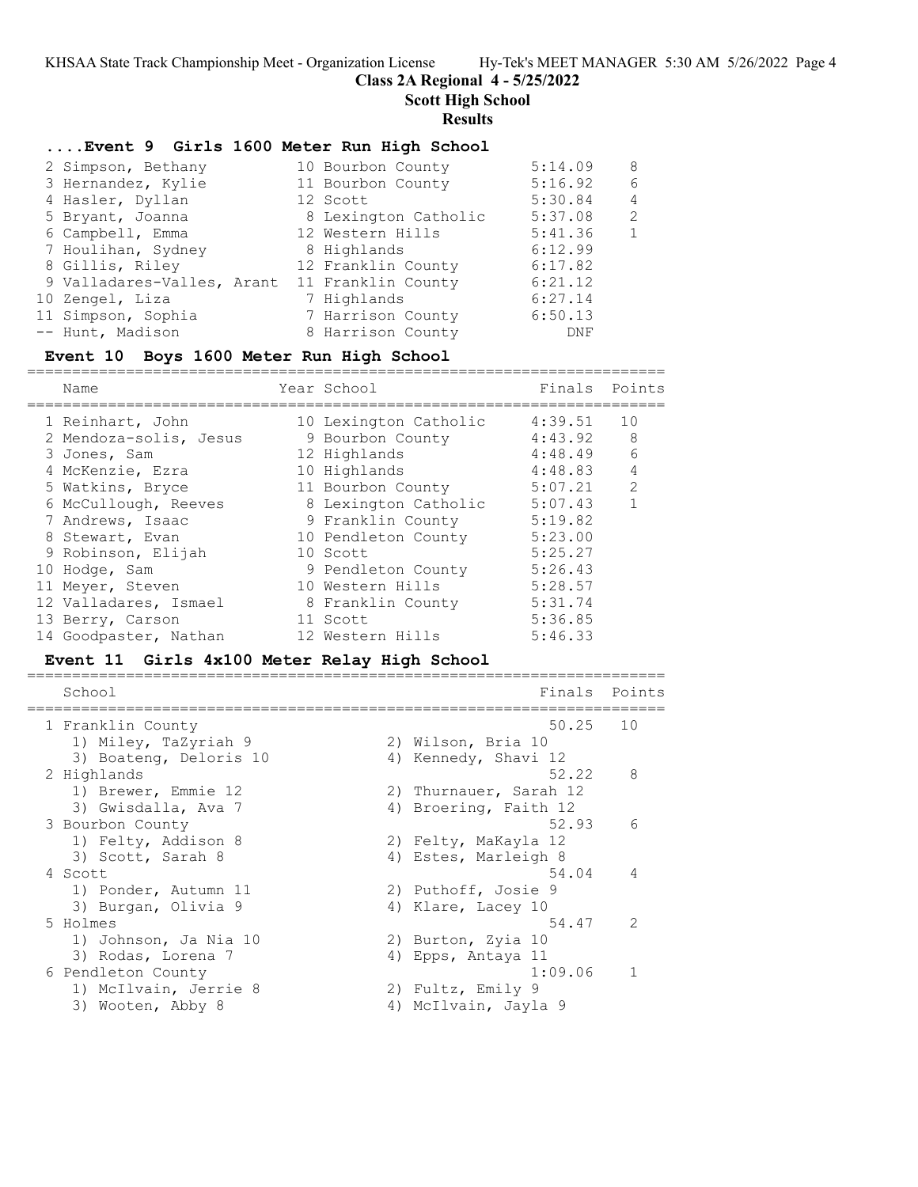## Class 2A Regional 4 - 5/25/2022

## Scott High School

## Results

### ....Event 9 Girls 1600 Meter Run High School

| Name | Year | School | Finals | Points |
|---|---|---|---|---|
| 2 Simpson, Bethany | 10 | Bourbon County | 5:14.09 | 8 |
| 3 Hernandez, Kylie | 11 | Bourbon County | 5:16.92 | 6 |
| 4 Hasler, Dyllan | 12 | Scott | 5:30.84 | 4 |
| 5 Bryant, Joanna | 8 | Lexington Catholic | 5:37.08 | 2 |
| 6 Campbell, Emma | 12 | Western Hills | 5:41.36 | 1 |
| 7 Houlihan, Sydney | 8 | Highlands | 6:12.99 | |
| 8 Gillis, Riley | 12 | Franklin County | 6:17.82 | |
| 9 Valladares-Valles, Arant | 11 | Franklin County | 6:21.12 | |
| 10 Zengel, Liza | 7 | Highlands | 6:27.14 | |
| 11 Simpson, Sophia | 7 | Harrison County | 6:50.13 | |
| -- Hunt, Madison | 8 | Harrison County | DNF | |

### Event 10 Boys 1600 Meter Run High School

| Name | Year | School | Finals | Points |
|---|---|---|---|---|
| 1 Reinhart, John | 10 | Lexington Catholic | 4:39.51 | 10 |
| 2 Mendoza-solis, Jesus | 9 | Bourbon County | 4:43.92 | 8 |
| 3 Jones, Sam | 12 | Highlands | 4:48.49 | 6 |
| 4 McKenzie, Ezra | 10 | Highlands | 4:48.83 | 4 |
| 5 Watkins, Bryce | 11 | Bourbon County | 5:07.21 | 2 |
| 6 McCullough, Reeves | 8 | Lexington Catholic | 5:07.43 | 1 |
| 7 Andrews, Isaac | 9 | Franklin County | 5:19.82 | |
| 8 Stewart, Evan | 10 | Pendleton County | 5:23.00 | |
| 9 Robinson, Elijah | 10 | Scott | 5:25.27 | |
| 10 Hodge, Sam | 9 | Pendleton County | 5:26.43 | |
| 11 Meyer, Steven | 10 | Western Hills | 5:28.57 | |
| 12 Valladares, Ismael | 8 | Franklin County | 5:31.74 | |
| 13 Berry, Carson | 11 | Scott | 5:36.85 | |
| 14 Goodpaster, Nathan | 12 | Western Hills | 5:46.33 | |

### Event 11 Girls 4x100 Meter Relay High School

| School | | Finals | Points |
|---|---|---|---|
| 1 Franklin County | | 50.25 | 10 |
| 1) Miley, TaZyriah 9 | 2) Wilson, Bria 10 | | |
| 3) Boateng, Deloris 10 | 4) Kennedy, Shavi 12 | | |
| 2 Highlands | | 52.22 | 8 |
| 1) Brewer, Emmie 12 | 2) Thurnauer, Sarah 12 | | |
| 3) Gwisdalla, Ava 7 | 4) Broering, Faith 12 | | |
| 3 Bourbon County | | 52.93 | 6 |
| 1) Felty, Addison 8 | 2) Felty, MaKayla 12 | | |
| 3) Scott, Sarah 8 | 4) Estes, Marleigh 8 | | |
| 4 Scott | | 54.04 | 4 |
| 1) Ponder, Autumn 11 | 2) Puthoff, Josie 9 | | |
| 3) Burgan, Olivia 9 | 4) Klare, Lacey 10 | | |
| 5 Holmes | | 54.47 | 2 |
| 1) Johnson, Ja Nia 10 | 2) Burton, Zyia 10 | | |
| 3) Rodas, Lorena 7 | 4) Epps, Antaya 11 | | |
| 6 Pendleton County | | 1:09.06 | 1 |
| 1) McIlvain, Jerrie 8 | 2) Fultz, Emily 9 | | |
| 3) Wooten, Abby 8 | 4) McIlvain, Jayla 9 | | |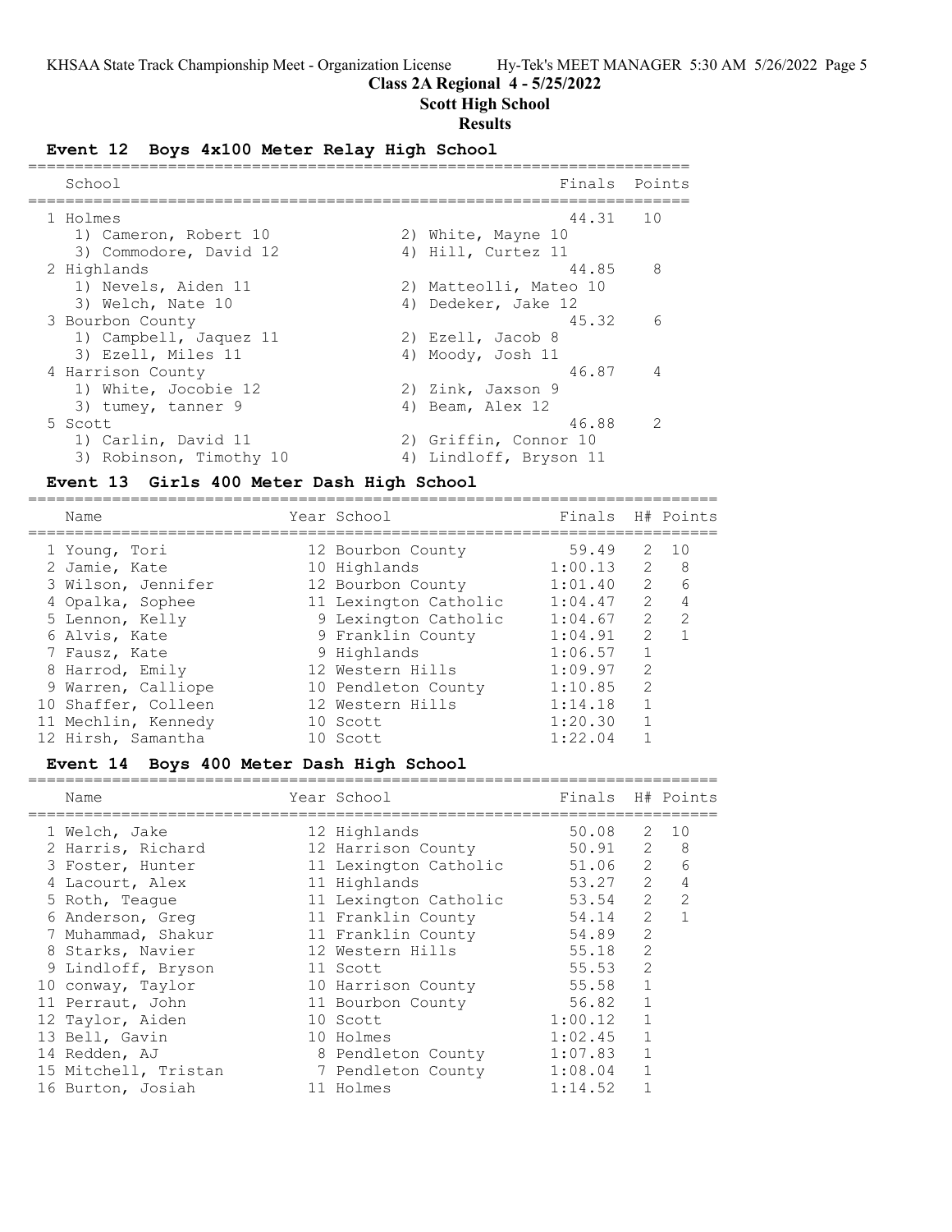## Class 2A Regional 4 - 5/25/2022

## Scott High School

## Results

### Event 12 Boys 4x100 Meter Relay High School

| School | Finals | Points |
|---|---|---|
| 1 Holmes | 44.31 | 10 |
| 1) Cameron, Robert 10; 2) White, Mayne 10; 3) Commodore, David 12; 4) Hill, Curtez 11 | | |
| 2 Highlands | 44.85 | 8 |
| 1) Nevels, Aiden 11; 2) Matteolli, Mateo 10; 3) Welch, Nate 10; 4) Dedeker, Jake 12 | | |
| 3 Bourbon County | 45.32 | 6 |
| 1) Campbell, Jaquez 11; 2) Ezell, Jacob 8; 3) Ezell, Miles 11; 4) Moody, Josh 11 | | |
| 4 Harrison County | 46.87 | 4 |
| 1) White, Jocobie 12; 2) Zink, Jaxson 9; 3) tumey, tanner 9; 4) Beam, Alex 12 | | |
| 5 Scott | 46.88 | 2 |
| 1) Carlin, David 11; 2) Griffin, Connor 10; 3) Robinson, Timothy 10; 4) Lindloff, Bryson 11 | | |

### Event 13 Girls 400 Meter Dash High School

| Name | Year | School | Finals | H# | Points |
|---|---|---|---|---|---|
| 1 Young, Tori | 12 | Bourbon County | 59.49 | 2 | 10 |
| 2 Jamie, Kate | 10 | Highlands | 1:00.13 | 2 | 8 |
| 3 Wilson, Jennifer | 12 | Bourbon County | 1:01.40 | 2 | 6 |
| 4 Opalka, Sophee | 11 | Lexington Catholic | 1:04.47 | 2 | 4 |
| 5 Lennon, Kelly | 9 | Lexington Catholic | 1:04.67 | 2 | 2 |
| 6 Alvis, Kate | 9 | Franklin County | 1:04.91 | 2 | 1 |
| 7 Fausz, Kate | 9 | Highlands | 1:06.57 | 1 | |
| 8 Harrod, Emily | 12 | Western Hills | 1:09.97 | 2 | |
| 9 Warren, Calliope | 10 | Pendleton County | 1:10.85 | 2 | |
| 10 Shaffer, Colleen | 12 | Western Hills | 1:14.18 | 1 | |
| 11 Mechlin, Kennedy | 10 | Scott | 1:20.30 | 1 | |
| 12 Hirsh, Samantha | 10 | Scott | 1:22.04 | 1 | |

### Event 14 Boys 400 Meter Dash High School

| Name | Year | School | Finals | H# | Points |
|---|---|---|---|---|---|
| 1 Welch, Jake | 12 | Highlands | 50.08 | 2 | 10 |
| 2 Harris, Richard | 12 | Harrison County | 50.91 | 2 | 8 |
| 3 Foster, Hunter | 11 | Lexington Catholic | 51.06 | 2 | 6 |
| 4 Lacourt, Alex | 11 | Highlands | 53.27 | 2 | 4 |
| 5 Roth, Teague | 11 | Lexington Catholic | 53.54 | 2 | 2 |
| 6 Anderson, Greg | 11 | Franklin County | 54.14 | 2 | 1 |
| 7 Muhammad, Shakur | 11 | Franklin County | 54.89 | 2 | |
| 8 Starks, Navier | 12 | Western Hills | 55.18 | 2 | |
| 9 Lindloff, Bryson | 11 | Scott | 55.53 | 2 | |
| 10 conway, Taylor | 10 | Harrison County | 55.58 | 1 | |
| 11 Perraut, John | 11 | Bourbon County | 56.82 | 1 | |
| 12 Taylor, Aiden | 10 | Scott | 1:00.12 | 1 | |
| 13 Bell, Gavin | 10 | Holmes | 1:02.45 | 1 | |
| 14 Redden, AJ | 8 | Pendleton County | 1:07.83 | 1 | |
| 15 Mitchell, Tristan | 7 | Pendleton County | 1:08.04 | 1 | |
| 16 Burton, Josiah | 11 | Holmes | 1:14.52 | 1 | |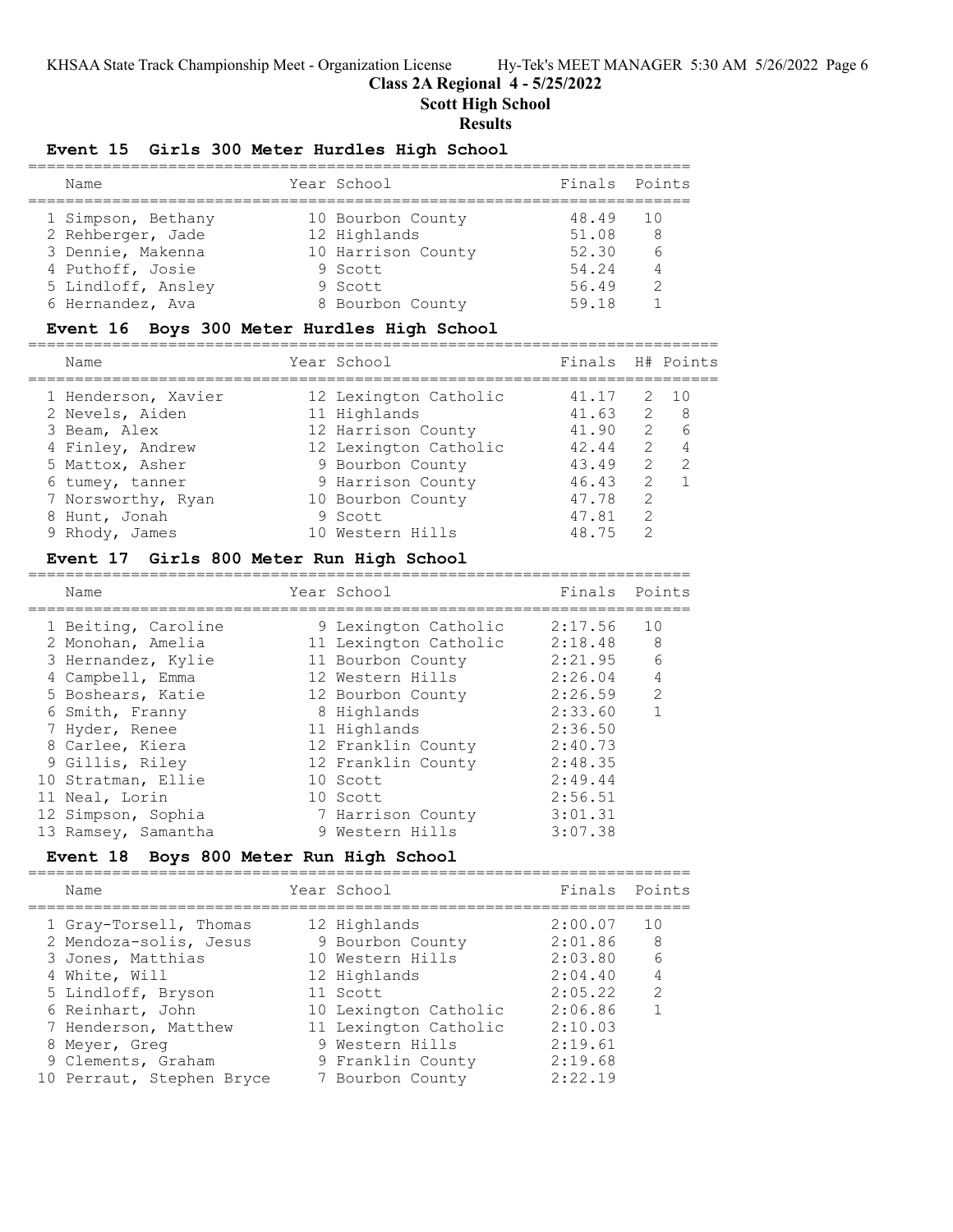# Class 2A Regional 4 - 5/25/2022

## Scott High School

### Results

### Event 15 Girls 300 Meter Hurdles High School

| | Name | Year | School | Finals | Points |
|---|---|---|---|---|---|
| 1 | Simpson, Bethany | 10 | Bourbon County | 48.49 | 10 |
| 2 | Rehberger, Jade | 12 | Highlands | 51.08 | 8 |
| 3 | Dennie, Makenna | 10 | Harrison County | 52.30 | 6 |
| 4 | Puthoff, Josie | 9 | Scott | 54.24 | 4 |
| 5 | Lindloff, Ansley | 9 | Scott | 56.49 | 2 |
| 6 | Hernandez, Ava | 8 | Bourbon County | 59.18 | 1 |

### Event 16 Boys 300 Meter Hurdles High School

| | Name | Year | School | Finals | H# | Points |
|---|---|---|---|---|---|---|
| 1 | Henderson, Xavier | 12 | Lexington Catholic | 41.17 | 2 | 10 |
| 2 | Nevels, Aiden | 11 | Highlands | 41.63 | 2 | 8 |
| 3 | Beam, Alex | 12 | Harrison County | 41.90 | 2 | 6 |
| 4 | Finley, Andrew | 12 | Lexington Catholic | 42.44 | 2 | 4 |
| 5 | Mattox, Asher | 9 | Bourbon County | 43.49 | 2 | 2 |
| 6 | tumey, tanner | 9 | Harrison County | 46.43 | 2 | 1 |
| 7 | Norsworthy, Ryan | 10 | Bourbon County | 47.78 | 2 | |
| 8 | Hunt, Jonah | 9 | Scott | 47.81 | 2 | |
| 9 | Rhody, James | 10 | Western Hills | 48.75 | 2 | |

### Event 17 Girls 800 Meter Run High School

| | Name | Year | School | Finals | Points |
|---|---|---|---|---|---|
| 1 | Beiting, Caroline | 9 | Lexington Catholic | 2:17.56 | 10 |
| 2 | Monohan, Amelia | 11 | Lexington Catholic | 2:18.48 | 8 |
| 3 | Hernandez, Kylie | 11 | Bourbon County | 2:21.95 | 6 |
| 4 | Campbell, Emma | 12 | Western Hills | 2:26.04 | 4 |
| 5 | Boshears, Katie | 12 | Bourbon County | 2:26.59 | 2 |
| 6 | Smith, Franny | 8 | Highlands | 2:33.60 | 1 |
| 7 | Hyder, Renee | 11 | Highlands | 2:36.50 | |
| 8 | Carlee, Kiera | 12 | Franklin County | 2:40.73 | |
| 9 | Gillis, Riley | 12 | Franklin County | 2:48.35 | |
| 10 | Stratman, Ellie | 10 | Scott | 2:49.44 | |
| 11 | Neal, Lorin | 10 | Scott | 2:56.51 | |
| 12 | Simpson, Sophia | 7 | Harrison County | 3:01.31 | |
| 13 | Ramsey, Samantha | 9 | Western Hills | 3:07.38 | |

### Event 18 Boys 800 Meter Run High School

| | Name | Year | School | Finals | Points |
|---|---|---|---|---|---|
| 1 | Gray-Torsell, Thomas | 12 | Highlands | 2:00.07 | 10 |
| 2 | Mendoza-solis, Jesus | 9 | Bourbon County | 2:01.86 | 8 |
| 3 | Jones, Matthias | 10 | Western Hills | 2:03.80 | 6 |
| 4 | White, Will | 12 | Highlands | 2:04.40 | 4 |
| 5 | Lindloff, Bryson | 11 | Scott | 2:05.22 | 2 |
| 6 | Reinhart, John | 10 | Lexington Catholic | 2:06.86 | 1 |
| 7 | Henderson, Matthew | 11 | Lexington Catholic | 2:10.03 | |
| 8 | Meyer, Greg | 9 | Western Hills | 2:19.61 | |
| 9 | Clements, Graham | 9 | Franklin County | 2:19.68 | |
| 10 | Perraut, Stephen Bryce | 7 | Bourbon County | 2:22.19 | |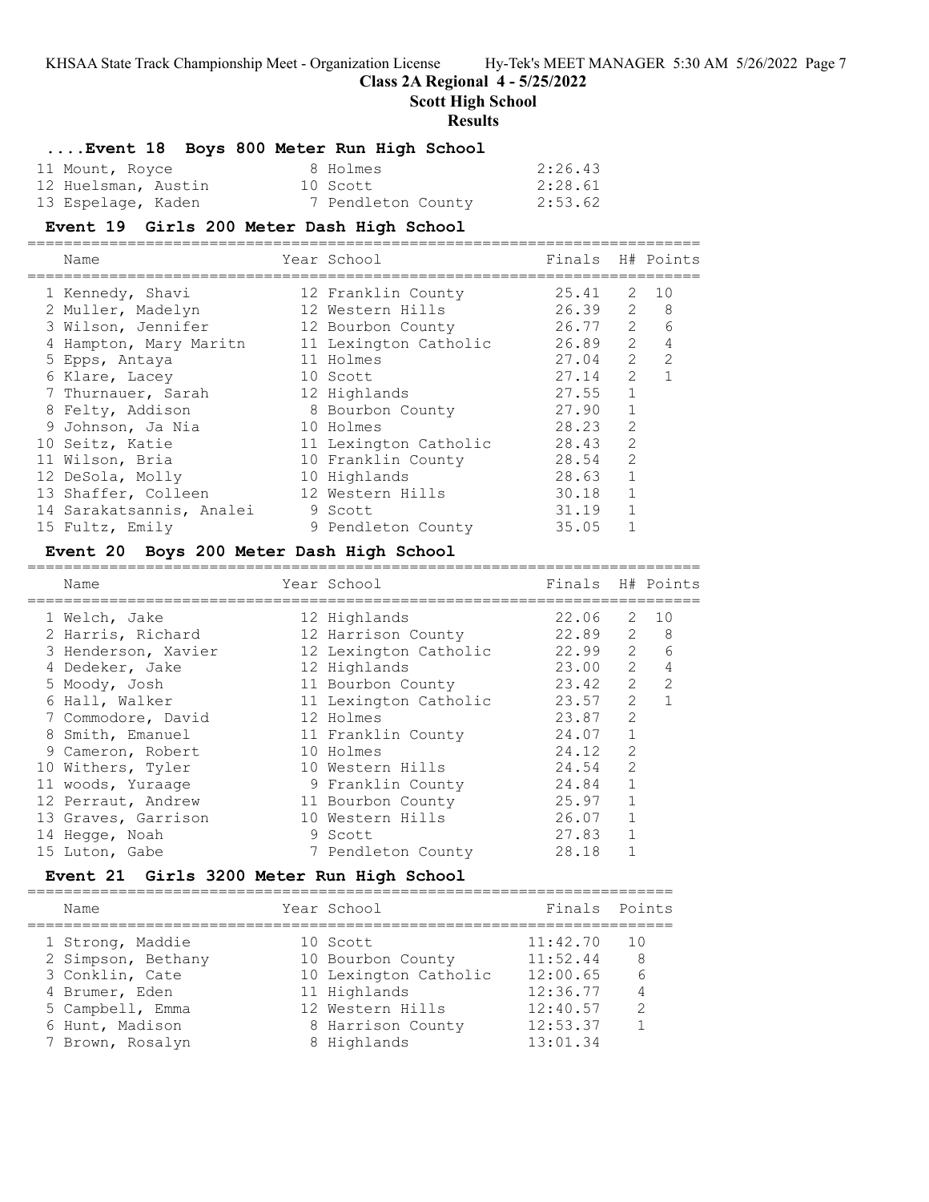## ....Event 18 Boys 800 Meter Run High School

| Name | Year | School | Finals |
|---|---|---|---|
| 11 Mount, Royce | 8 | Holmes | 2:26.43 |
| 12 Huelsman, Austin | 10 | Scott | 2:28.61 |
| 13 Espelage, Kaden | 7 | Pendleton County | 2:53.62 |

## Event 19 Girls 200 Meter Dash High School

| Name | Year | School | Finals | H# | Points |
|---|---|---|---|---|---|
| 1 Kennedy, Shavi | 12 | Franklin County | 25.41 | 2 | 10 |
| 2 Muller, Madelyn | 12 | Western Hills | 26.39 | 2 | 8 |
| 3 Wilson, Jennifer | 12 | Bourbon County | 26.77 | 2 | 6 |
| 4 Hampton, Mary Maritn | 11 | Lexington Catholic | 26.89 | 2 | 4 |
| 5 Epps, Antaya | 11 | Holmes | 27.04 | 2 | 2 |
| 6 Klare, Lacey | 10 | Scott | 27.14 | 2 | 1 |
| 7 Thurnauer, Sarah | 12 | Highlands | 27.55 | 1 | |
| 8 Felty, Addison | 8 | Bourbon County | 27.90 | 1 | |
| 9 Johnson, Ja Nia | 10 | Holmes | 28.23 | 2 | |
| 10 Seitz, Katie | 11 | Lexington Catholic | 28.43 | 2 | |
| 11 Wilson, Bria | 10 | Franklin County | 28.54 | 2 | |
| 12 DeSola, Molly | 10 | Highlands | 28.63 | 1 | |
| 13 Shaffer, Colleen | 12 | Western Hills | 30.18 | 1 | |
| 14 Sarakatsannis, Analei | 9 | Scott | 31.19 | 1 | |
| 15 Fultz, Emily | 9 | Pendleton County | 35.05 | 1 | |

## Event 20 Boys 200 Meter Dash High School

| Name | Year | School | Finals | H# | Points |
|---|---|---|---|---|---|
| 1 Welch, Jake | 12 | Highlands | 22.06 | 2 | 10 |
| 2 Harris, Richard | 12 | Harrison County | 22.89 | 2 | 8 |
| 3 Henderson, Xavier | 12 | Lexington Catholic | 22.99 | 2 | 6 |
| 4 Dedeker, Jake | 12 | Highlands | 23.00 | 2 | 4 |
| 5 Moody, Josh | 11 | Bourbon County | 23.42 | 2 | 2 |
| 6 Hall, Walker | 11 | Lexington Catholic | 23.57 | 2 | 1 |
| 7 Commodore, David | 12 | Holmes | 23.87 | 2 | |
| 8 Smith, Emanuel | 11 | Franklin County | 24.07 | 1 | |
| 9 Cameron, Robert | 10 | Holmes | 24.12 | 2 | |
| 10 Withers, Tyler | 10 | Western Hills | 24.54 | 2 | |
| 11 woods, Yuraage | 9 | Franklin County | 24.84 | 1 | |
| 12 Perraut, Andrew | 11 | Bourbon County | 25.97 | 1 | |
| 13 Graves, Garrison | 10 | Western Hills | 26.07 | 1 | |
| 14 Hegge, Noah | 9 | Scott | 27.83 | 1 | |
| 15 Luton, Gabe | 7 | Pendleton County | 28.18 | 1 | |

## Event 21 Girls 3200 Meter Run High School

| Name | Year | School | Finals | Points |
|---|---|---|---|---|
| 1 Strong, Maddie | 10 | Scott | 11:42.70 | 10 |
| 2 Simpson, Bethany | 10 | Bourbon County | 11:52.44 | 8 |
| 3 Conklin, Cate | 10 | Lexington Catholic | 12:00.65 | 6 |
| 4 Brumer, Eden | 11 | Highlands | 12:36.77 | 4 |
| 5 Campbell, Emma | 12 | Western Hills | 12:40.57 | 2 |
| 6 Hunt, Madison | 8 | Harrison County | 12:53.37 | 1 |
| 7 Brown, Rosalyn | 8 | Highlands | 13:01.34 | |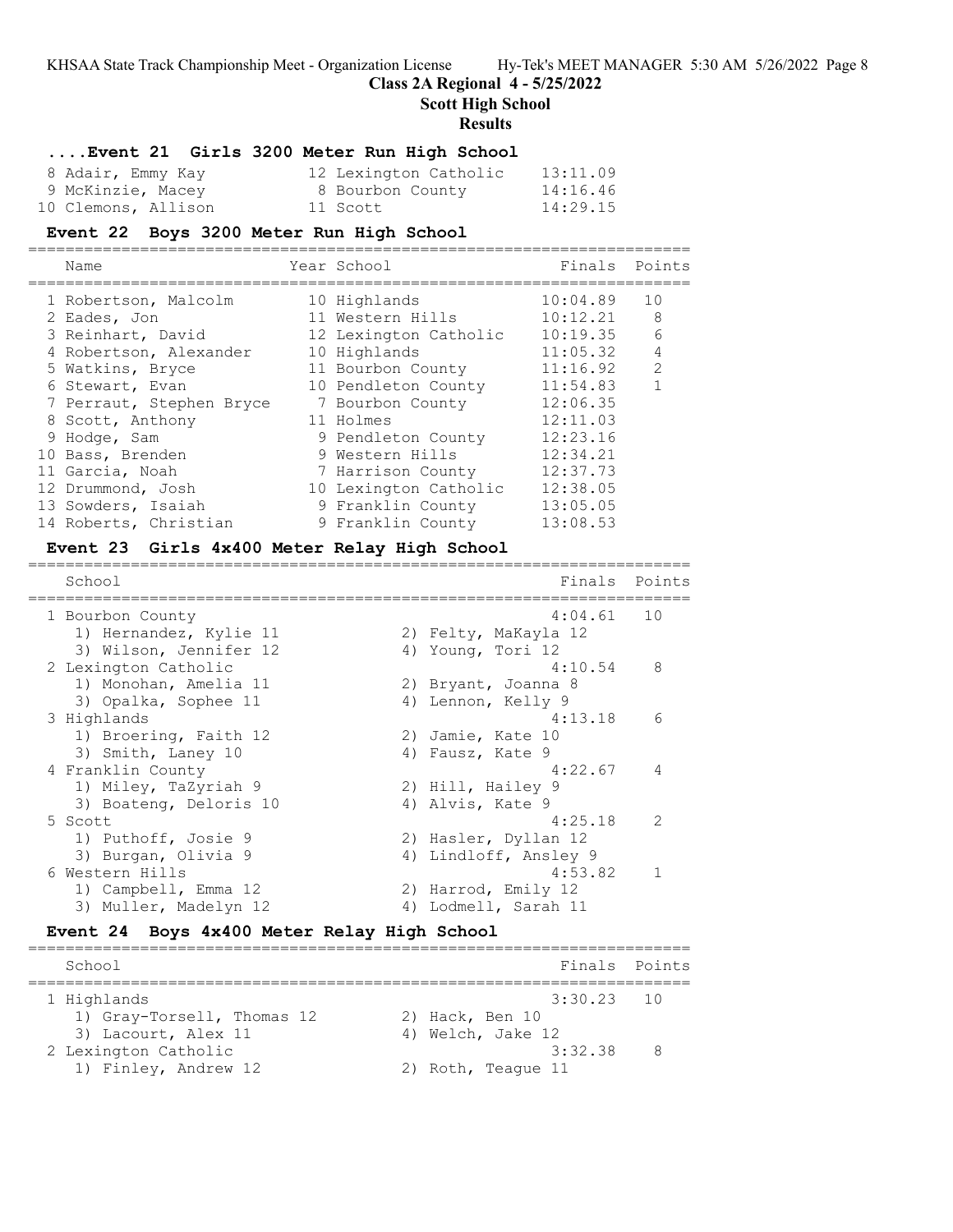## Class 2A Regional 4 - 5/25/2022

## Scott High School

## Results

### ....Event 21 Girls 3200 Meter Run High School

| | Name | Year | School | Finals | Points |
|---|---|---|---|---|---|
| 8 | Adair, Emmy Kay | 12 | Lexington Catholic | 13:11.09 | |
| 9 | McKinzie, Macey | 8 | Bourbon County | 14:16.46 | |
| 10 | Clemons, Allison | 11 | Scott | 14:29.15 | |

### Event 22 Boys 3200 Meter Run High School

| | Name | Year | School | Finals | Points |
|---|---|---|---|---|---|
| 1 | Robertson, Malcolm | 10 | Highlands | 10:04.89 | 10 |
| 2 | Eades, Jon | 11 | Western Hills | 10:12.21 | 8 |
| 3 | Reinhart, David | 12 | Lexington Catholic | 10:19.35 | 6 |
| 4 | Robertson, Alexander | 10 | Highlands | 11:05.32 | 4 |
| 5 | Watkins, Bryce | 11 | Bourbon County | 11:16.92 | 2 |
| 6 | Stewart, Evan | 10 | Pendleton County | 11:54.83 | 1 |
| 7 | Perraut, Stephen Bryce | 7 | Bourbon County | 12:06.35 | |
| 8 | Scott, Anthony | 11 | Holmes | 12:11.03 | |
| 9 | Hodge, Sam | 9 | Pendleton County | 12:23.16 | |
| 10 | Bass, Brenden | 9 | Western Hills | 12:34.21 | |
| 11 | Garcia, Noah | 7 | Harrison County | 12:37.73 | |
| 12 | Drummond, Josh | 10 | Lexington Catholic | 12:38.05 | |
| 13 | Sowders, Isaiah | 9 | Franklin County | 13:05.05 | |
| 14 | Roberts, Christian | 9 | Franklin County | 13:08.53 | |

### Event 23 Girls 4x400 Meter Relay High School

| | School | | Finals | Points |
|---|---|---|---|---|
| 1 | Bourbon County | | 4:04.61 | 10 |
| | 1) Hernandez, Kylie 11 | 2) Felty, MaKayla 12 | | |
| | 3) Wilson, Jennifer 12 | 4) Young, Tori 12 | | |
| 2 | Lexington Catholic | | 4:10.54 | 8 |
| | 1) Monohan, Amelia 11 | 2) Bryant, Joanna 8 | | |
| | 3) Opalka, Sophee 11 | 4) Lennon, Kelly 9 | | |
| 3 | Highlands | | 4:13.18 | 6 |
| | 1) Broering, Faith 12 | 2) Jamie, Kate 10 | | |
| | 3) Smith, Laney 10 | 4) Fausz, Kate 9 | | |
| 4 | Franklin County | | 4:22.67 | 4 |
| | 1) Miley, TaZyriah 9 | 2) Hill, Hailey 9 | | |
| | 3) Boateng, Deloris 10 | 4) Alvis, Kate 9 | | |
| 5 | Scott | | 4:25.18 | 2 |
| | 1) Puthoff, Josie 9 | 2) Hasler, Dyllan 12 | | |
| | 3) Burgan, Olivia 9 | 4) Lindloff, Ansley 9 | | |
| 6 | Western Hills | | 4:53.82 | 1 |
| | 1) Campbell, Emma 12 | 2) Harrod, Emily 12 | | |
| | 3) Muller, Madelyn 12 | 4) Lodmell, Sarah 11 | | |

### Event 24 Boys 4x400 Meter Relay High School

| | School | | Finals | Points |
|---|---|---|---|---|
| 1 | Highlands | | 3:30.23 | 10 |
| | 1) Gray-Torsell, Thomas 12 | 2) Hack, Ben 10 | | |
| | 3) Lacourt, Alex 11 | 4) Welch, Jake 12 | | |
| 2 | Lexington Catholic | | 3:32.38 | 8 |
| | 1) Finley, Andrew 12 | 2) Roth, Teague 11 | | |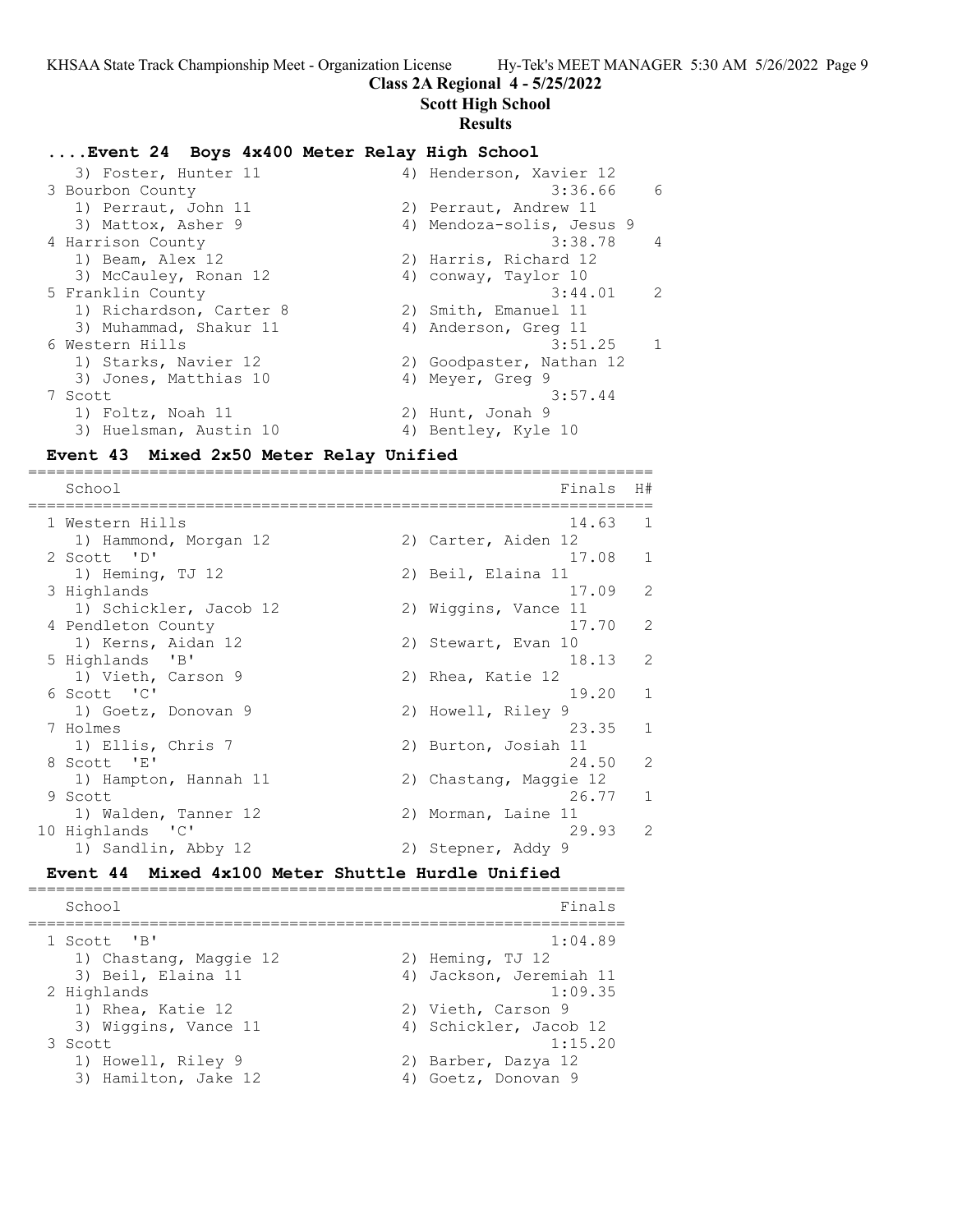## Class 2A Regional 4 - 5/25/2022

### Scott High School

### Results

#### ....Event 24 Boys 4x400 Meter Relay High School

```
   3) Foster, Hunter 11               4) Henderson, Xavier 12
 3 Bourbon County                                 3:36.66    6
   1) Perraut, John 11                2) Perraut, Andrew 11
   3) Mattox, Asher 9                 4) Mendoza-solis, Jesus 9
 4 Harrison County                                3:38.78    4
   1) Beam, Alex 12                   2) Harris, Richard 12
   3) McCauley, Ronan 12              4) conway, Taylor 10
 5 Franklin County                                3:44.01    2
   1) Richardson, Carter 8            2) Smith, Emanuel 11
   3) Muhammad, Shakur 11             4) Anderson, Greg 11
 6 Western Hills                                  3:51.25    1
   1) Starks, Navier 12               2) Goodpaster, Nathan 12
   3) Jones, Matthias 10              4) Meyer, Greg 9
 7 Scott                                          3:57.44
   1) Foltz, Noah 11                  2) Hunt, Jonah 9
   3) Huelsman, Austin 10             4) Bentley, Kyle 10
```

#### Event 43 Mixed 2x50 Meter Relay Unified

```
===================================================================
    School                                          Finals  H#
===================================================================
  1 Western Hills                                    14.63   1
     1) Hammond, Morgan 12             2) Carter, Aiden 12
  2 Scott  'D'                                       17.08   1
     1) Heming, TJ 12                  2) Beil, Elaina 11
  3 Highlands                                        17.09   2
     1) Schickler, Jacob 12            2) Wiggins, Vance 11
  4 Pendleton County                                 17.70   2
     1) Kerns, Aidan 12                2) Stewart, Evan 10
  5 Highlands  'B'                                   18.13   2
     1) Vieth, Carson 9                2) Rhea, Katie 12
  6 Scott  'C'                                       19.20   1
     1) Goetz, Donovan 9               2) Howell, Riley 9
  7 Holmes                                           23.35   1
     1) Ellis, Chris 7                 2) Burton, Josiah 11
  8 Scott  'E'                                       24.50   2
     1) Hampton, Hannah 11             2) Chastang, Maggie 12
  9 Scott                                            26.77   1
     1) Walden, Tanner 12              2) Morman, Laine 11
 10 Highlands  'C'                                   29.93   2
     1) Sandlin, Abby 12               2) Stepner, Addy 9
```

#### Event 44 Mixed 4x100 Meter Shuttle Hurdle Unified

```
================================================================
    School                                          Finals
================================================================
  1 Scott  'B'                                     1:04.89
     1) Chastang, Maggie 12            2) Heming, TJ 12
     3) Beil, Elaina 11                4) Jackson, Jeremiah 11
  2 Highlands                                      1:09.35
     1) Rhea, Katie 12                 2) Vieth, Carson 9
     3) Wiggins, Vance 11              4) Schickler, Jacob 12
  3 Scott                                          1:15.20
     1) Howell, Riley 9                2) Barber, Dazya 12
     3) Hamilton, Jake 12              4) Goetz, Donovan 9
```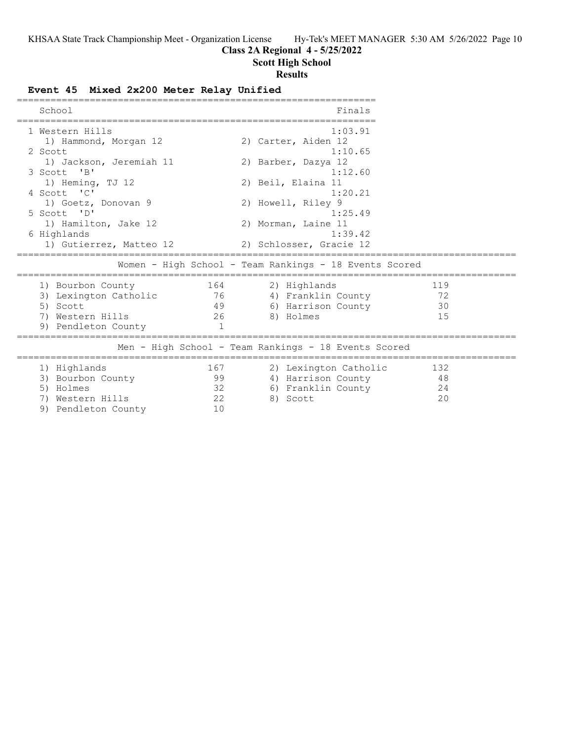**Class 2A Regional 4 - 5/25/2022**

**Scott High School**

**Results**

### Event 45 Mixed 2x200 Meter Relay Unified

| School | | Finals |
|---|---|---|
| 1 Western Hills | | 1:03.91 |
| 1) Hammond, Morgan 12 | 2) Carter, Aiden 12 | |
| 2 Scott | | 1:10.65 |
| 1) Jackson, Jeremiah 11 | 2) Barber, Dazya 12 | |
| 3 Scott 'B' | | 1:12.60 |
| 1) Heming, TJ 12 | 2) Beil, Elaina 11 | |
| 4 Scott 'C' | | 1:20.21 |
| 1) Goetz, Donovan 9 | 2) Howell, Riley 9 | |
| 5 Scott 'D' | | 1:25.49 |
| 1) Hamilton, Jake 12 | 2) Morman, Laine 11 | |
| 6 Highlands | | 1:39.42 |
| 1) Gutierrez, Matteo 12 | 2) Schlosser, Gracie 12 | |

**Women - High School - Team Rankings - 18 Events Scored**

| | | | |
|---|---|---|---|
| 1) Bourbon County | 164 | 2) Highlands | 119 |
| 3) Lexington Catholic | 76 | 4) Franklin County | 72 |
| 5) Scott | 49 | 6) Harrison County | 30 |
| 7) Western Hills | 26 | 8) Holmes | 15 |
| 9) Pendleton County | 1 | | |

**Men - High School - Team Rankings - 18 Events Scored**

| | | | |
|---|---|---|---|
| 1) Highlands | 167 | 2) Lexington Catholic | 132 |
| 3) Bourbon County | 99 | 4) Harrison County | 48 |
| 5) Holmes | 32 | 6) Franklin County | 24 |
| 7) Western Hills | 22 | 8) Scott | 20 |
| 9) Pendleton County | 10 | | |